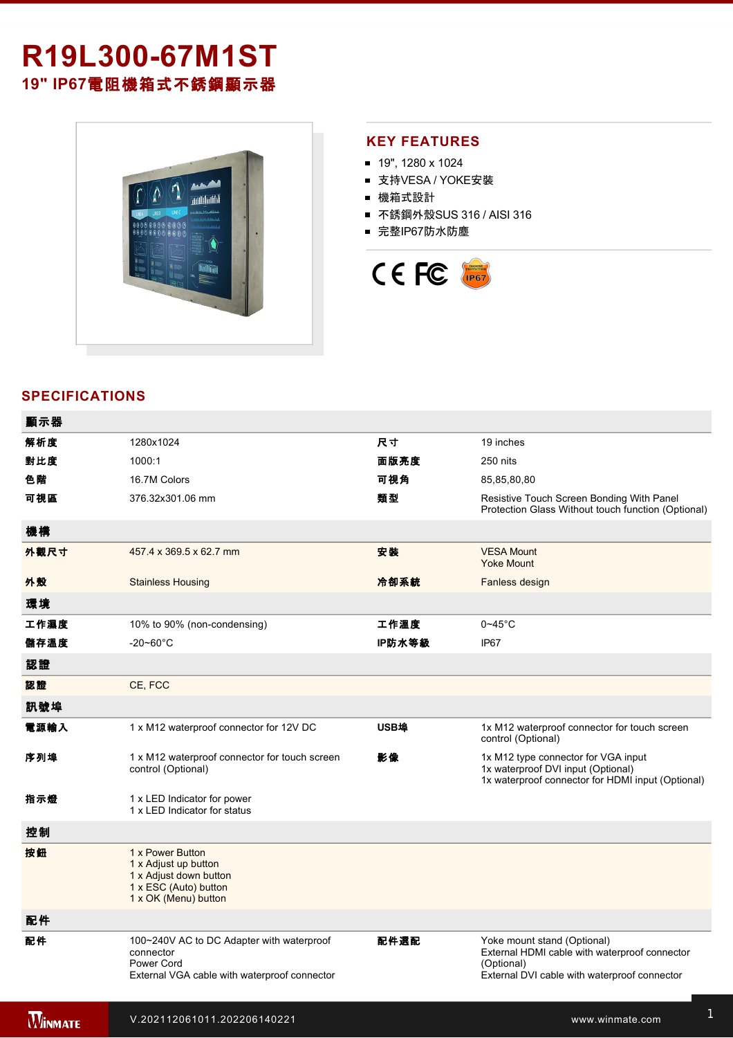# R19L300-67M1ST

## 19" IP67電阻機箱式不銹鋼顯示器

## KEY FEATURES

- 19", 1280 x 1024
- 支持VESA / YOKE安裝
- 機箱式設計
- 不銹鋼外殼SUS 316 / AISI 316
- 完整IP67防水防塵

## SPECIFICATIONS

| 顯示器 | | | |
|---|---|---|---|
| 解析度 | 1280x1024 | 尺寸 | 19 inches |
| 對比度 | 1000:1 | 面版亮度 | 250 nits |
| 色階 | 16.7M Colors | 可視角 | 85,85,80,80 |
| 可視區 | 376.32x301.06 mm | 類型 | Resistive Touch Screen Bonding With Panel Protection Glass Without touch function (Optional) |
| **機構** | | | |
| 外觀尺寸 | 457.4 x 369.5 x 62.7 mm | 安裝 | VESA Mount<br>Yoke Mount |
| 外殼 | Stainless Housing | 冷卻系統 | Fanless design |
| **環境** | | | |
| 工作濕度 | 10% to 90% (non-condensing) | 工作溫度 | 0~45°C |
| 儲存溫度 | -20~60°C | IP防水等級 | IP67 |
| **認證** | | | |
| 認證 | CE, FCC | | |
| **訊號埠** | | | |
| 電源輸入 | 1 x M12 waterproof connector for 12V DC | USB埠 | 1x M12 waterproof connector for touch screen control (Optional) |
| 序列埠 | 1 x M12 waterproof connector for touch screen control (Optional) | 影像 | 1x M12 type connector for VGA input<br>1x waterproof DVI input (Optional)<br>1x waterproof connector for HDMI input (Optional) |
| 指示燈 | 1 x LED Indicator for power<br>1 x LED Indicator for status | | |
| **控制** | | | |
| 按鈕 | 1 x Power Button<br>1 x Adjust up button<br>1 x Adjust down button<br>1 x ESC (Auto) button<br>1 x OK (Menu) button | | |
| **配件** | | | |
| 配件 | 100~240V AC to DC Adapter with waterproof connector<br>Power Cord<br>External VGA cable with waterproof connector | 配件選配 | Yoke mount stand (Optional)<br>External HDMI cable with waterproof connector (Optional)<br>External DVI cable with waterproof connector |

V.202112061011.202206140221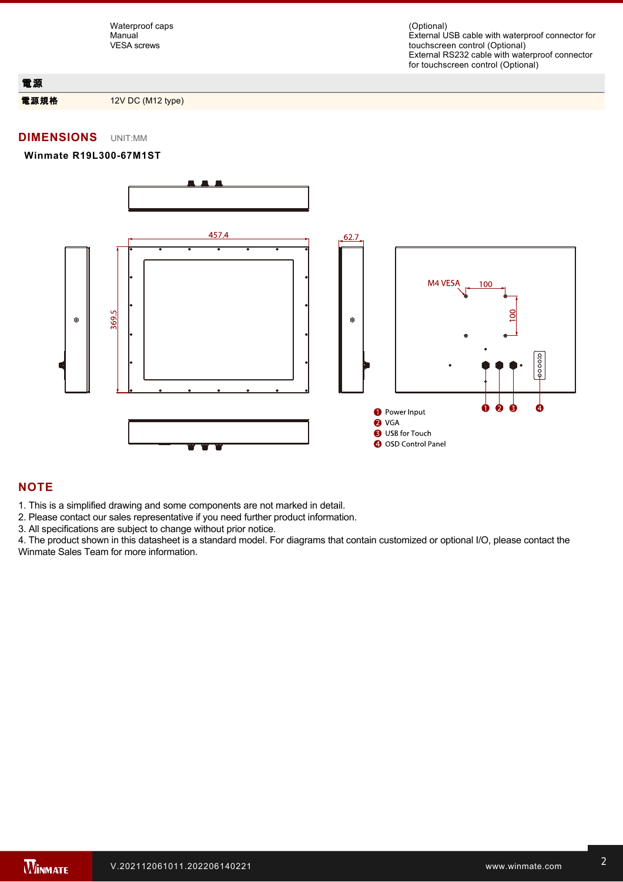| | | |
|---|---|---|
| | Waterproof caps<br>Manual<br>VESA screws | (Optional)<br>External USB cable with waterproof connector for touchscreen control (Optional)<br>External RS232 cable with waterproof connector for touchscreen control (Optional) |

## 電源

| | |
|---|---|
| **電源規格** | 12V DC (M12 type) |

## DIMENSIONS UNIT:MM

**Winmate R19L300-67M1ST**

457.4

62.7

369.5

M4 VESA

100

100

❶ Power Input
❷ VGA
❸ USB for Touch
❹ OSD Control Panel

## NOTE

1. This is a simplified drawing and some components are not marked in detail.
2. Please contact our sales representative if you need further product information.
3. All specifications are subject to change without prior notice.
4. The product shown in this datasheet is a standard model. For diagrams that contain customized or optional I/O, please contact the Winmate Sales Team for more information.